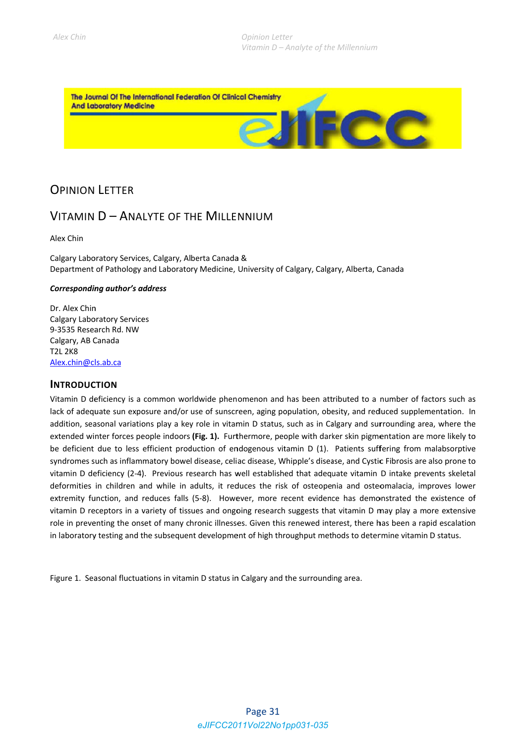# Opinion Letter

# Vitamin D – Analyte of the Millennium

Alex Chin

Calgary Laboratory Services, Calgary, Alberta Canada &
Department of Pathology and Laboratory Medicine, University of Calgary, Calgary, Alberta, Canada

***Corresponding author's address***

Dr. Alex Chin
Calgary Laboratory Services
9-3535 Research Rd. NW
Calgary, AB Canada
T2L 2K8
Alex.chin@cls.ab.ca

## Introduction

Vitamin D deficiency is a common worldwide phenomenon and has been attributed to a number of factors such as lack of adequate sun exposure and/or use of sunscreen, aging population, obesity, and reduced supplementation. In addition, seasonal variations play a key role in vitamin D status, such as in Calgary and surrounding area, where the extended winter forces people indoors **(Fig. 1).** Furthermore, people with darker skin pigmentation are more likely to be deficient due to less efficient production of endogenous vitamin D (1). Patients suffering from malabsorptive syndromes such as inflammatory bowel disease, celiac disease, Whipple's disease, and Cystic Fibrosis are also prone to vitamin D deficiency (2-4). Previous research has well established that adequate vitamin D intake prevents skeletal deformities in children and while in adults, it reduces the risk of osteopenia and osteomalacia, improves lower extremity function, and reduces falls (5-8). However, more recent evidence has demonstrated the existence of vitamin D receptors in a variety of tissues and ongoing research suggests that vitamin D may play a more extensive role in preventing the onset of many chronic illnesses. Given this renewed interest, there has been a rapid escalation in laboratory testing and the subsequent development of high throughput methods to determine vitamin D status.

Figure 1. Seasonal fluctuations in vitamin D status in Calgary and the surrounding area.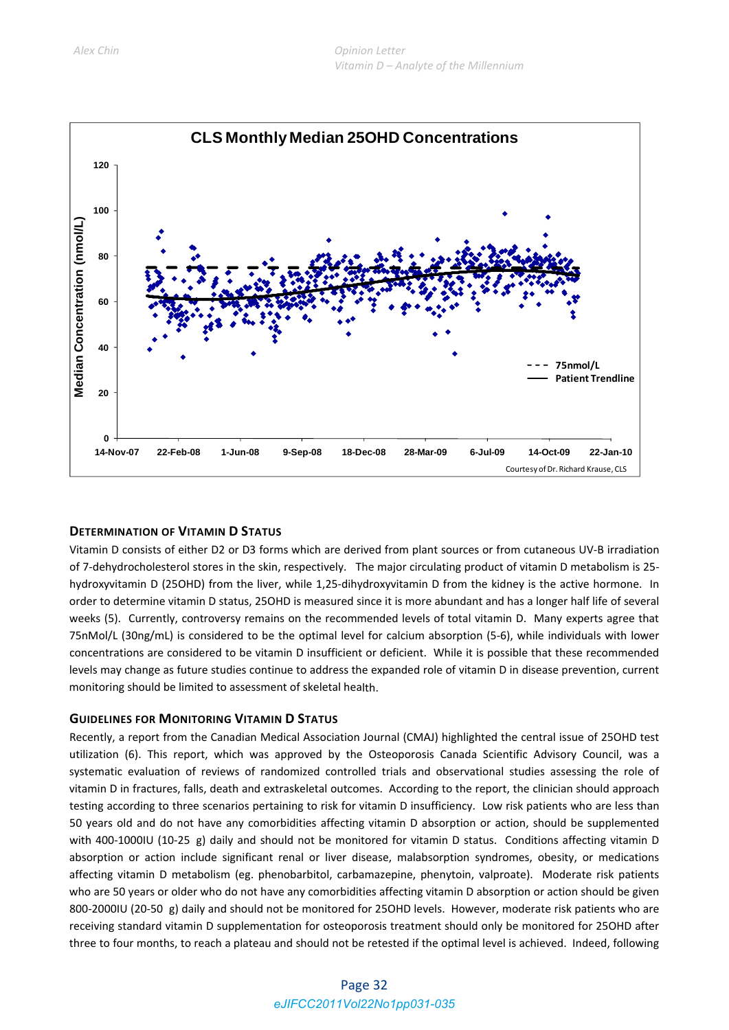## Determination of Vitamin D Status

Vitamin D consists of either D2 or D3 forms which are derived from plant sources or from cutaneous UV-B irradiation of 7-dehydrocholesterol stores in the skin, respectively. The major circulating product of vitamin D metabolism is 25-hydroxyvitamin D (25OHD) from the liver, while 1,25-dihydroxyvitamin D from the kidney is the active hormone. In order to determine vitamin D status, 25OHD is measured since it is more abundant and has a longer half life of several weeks (5). Currently, controversy remains on the recommended levels of total vitamin D. Many experts agree that 75nMol/L (30ng/mL) is considered to be the optimal level for calcium absorption (5-6), while individuals with lower concentrations are considered to be vitamin D insufficient or deficient. While it is possible that these recommended levels may change as future studies continue to address the expanded role of vitamin D in disease prevention, current monitoring should be limited to assessment of skeletal health.

## Guidelines for Monitoring Vitamin D Status

Recently, a report from the Canadian Medical Association Journal (CMAJ) highlighted the central issue of 25OHD test utilization (6). This report, which was approved by the Osteoporosis Canada Scientific Advisory Council, was a systematic evaluation of reviews of randomized controlled trials and observational studies assessing the role of vitamin D in fractures, falls, death and extraskeletal outcomes. According to the report, the clinician should approach testing according to three scenarios pertaining to risk for vitamin D insufficiency. Low risk patients who are less than 50 years old and do not have any comorbidities affecting vitamin D absorption or action, should be supplemented with 400-1000IU (10-25 g) daily and should not be monitored for vitamin D status. Conditions affecting vitamin D absorption or action include significant renal or liver disease, malabsorption syndromes, obesity, or medications affecting vitamin D metabolism (eg. phenobarbitol, carbamazepine, phenytoin, valproate). Moderate risk patients who are 50 years or older who do not have any comorbidities affecting vitamin D absorption or action should be given 800-2000IU (20-50 g) daily and should not be monitored for 25OHD levels. However, moderate risk patients who are receiving standard vitamin D supplementation for osteoporosis treatment should only be monitored for 25OHD after three to four months, to reach a plateau and should not be retested if the optimal level is achieved. Indeed, following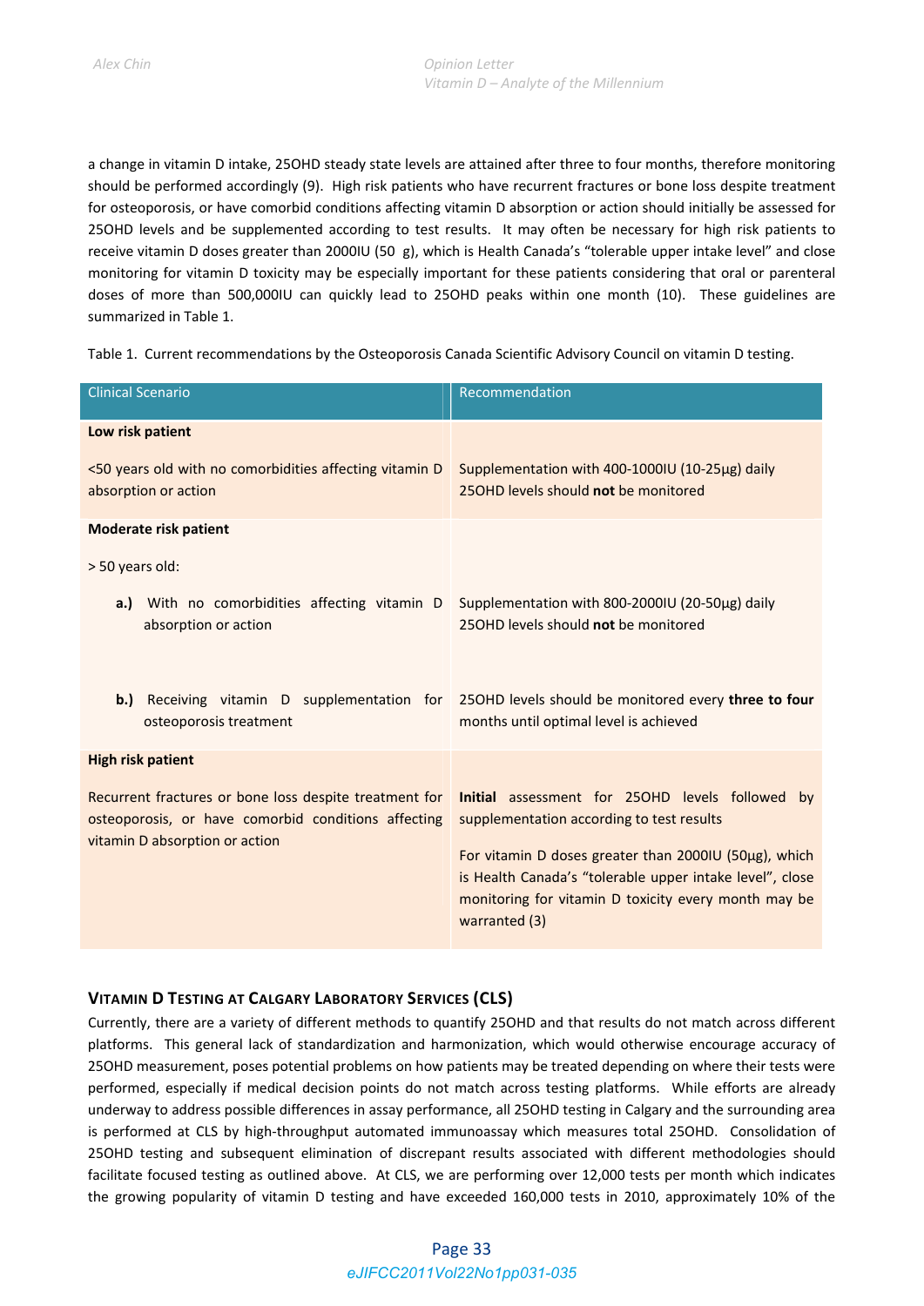a change in vitamin D intake, 25OHD steady state levels are attained after three to four months, therefore monitoring should be performed accordingly (9). High risk patients who have recurrent fractures or bone loss despite treatment for osteoporosis, or have comorbid conditions affecting vitamin D absorption or action should initially be assessed for 25OHD levels and be supplemented according to test results. It may often be necessary for high risk patients to receive vitamin D doses greater than 2000IU (50 g), which is Health Canada's "tolerable upper intake level" and close monitoring for vitamin D toxicity may be especially important for these patients considering that oral or parenteral doses of more than 500,000IU can quickly lead to 25OHD peaks within one month (10). These guidelines are summarized in Table 1.

Table 1. Current recommendations by the Osteoporosis Canada Scientific Advisory Council on vitamin D testing.

| Clinical Scenario | Recommendation |
|---|---|
| **Low risk patient** | |
| <50 years old with no comorbidities affecting vitamin D absorption or action | Supplementation with 400-1000IU (10-25µg) daily<br>25OHD levels should **not** be monitored |
| **Moderate risk patient** | |
| > 50 years old: | |
| **a.)** With no comorbidities affecting vitamin D absorption or action | Supplementation with 800-2000IU (20-50µg) daily<br>25OHD levels should **not** be monitored |
| **b.)** Receiving vitamin D supplementation for osteoporosis treatment | 25OHD levels should be monitored every **three to four** months until optimal level is achieved |
| **High risk patient** | |
| Recurrent fractures or bone loss despite treatment for osteoporosis, or have comorbid conditions affecting vitamin D absorption or action | **Initial** assessment for 25OHD levels followed by supplementation according to test results<br><br>For vitamin D doses greater than 2000IU (50µg), which is Health Canada's "tolerable upper intake level", close monitoring for vitamin D toxicity every month may be warranted (3) |

## Vitamin D Testing at Calgary Laboratory Services (CLS)

Currently, there are a variety of different methods to quantify 25OHD and that results do not match across different platforms. This general lack of standardization and harmonization, which would otherwise encourage accuracy of 25OHD measurement, poses potential problems on how patients may be treated depending on where their tests were performed, especially if medical decision points do not match across testing platforms. While efforts are already underway to address possible differences in assay performance, all 25OHD testing in Calgary and the surrounding area is performed at CLS by high-throughput automated immunoassay which measures total 25OHD. Consolidation of 25OHD testing and subsequent elimination of discrepant results associated with different methodologies should facilitate focused testing as outlined above. At CLS, we are performing over 12,000 tests per month which indicates the growing popularity of vitamin D testing and have exceeded 160,000 tests in 2010, approximately 10% of the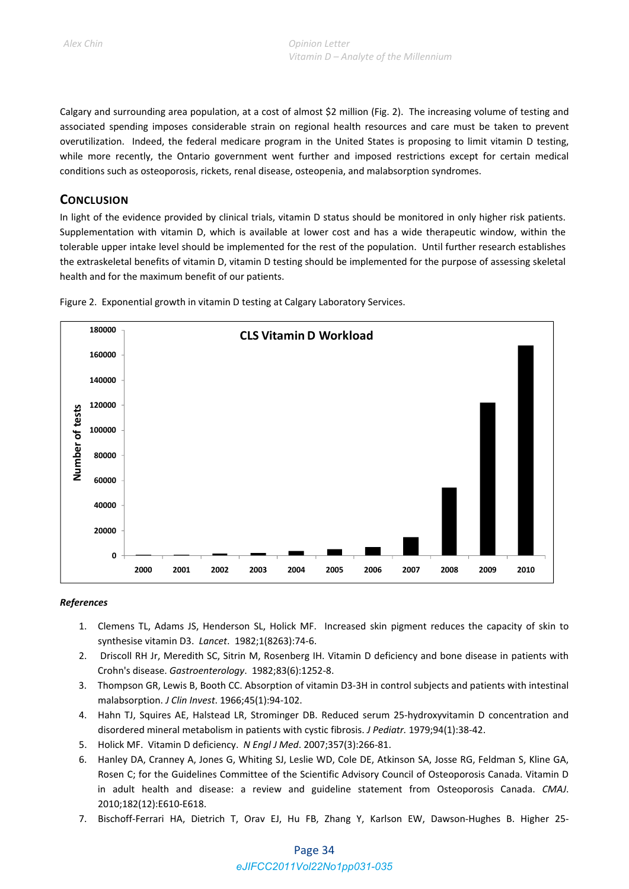Calgary and surrounding area population, at a cost of almost $2 million (Fig. 2). The increasing volume of testing and associated spending imposes considerable strain on regional health resources and care must be taken to prevent overutilization. Indeed, the federal medicare program in the United States is proposing to limit vitamin D testing, while more recently, the Ontario government went further and imposed restrictions except for certain medical conditions such as osteoporosis, rickets, renal disease, osteopenia, and malabsorption syndromes.

## Conclusion

In light of the evidence provided by clinical trials, vitamin D status should be monitored in only higher risk patients. Supplementation with vitamin D, which is available at lower cost and has a wide therapeutic window, within the tolerable upper intake level should be implemented for the rest of the population. Until further research establishes the extraskeletal benefits of vitamin D, vitamin D testing should be implemented for the purpose of assessing skeletal health and for the maximum benefit of our patients.

Figure 2. Exponential growth in vitamin D testing at Calgary Laboratory Services.

### References

1. Clemens TL, Adams JS, Henderson SL, Holick MF. Increased skin pigment reduces the capacity of skin to synthesise vitamin D3. *Lancet*. 1982;1(8263):74-6.
2. Driscoll RH Jr, Meredith SC, Sitrin M, Rosenberg IH. Vitamin D deficiency and bone disease in patients with Crohn's disease. *Gastroenterology*. 1982;83(6):1252-8.
3. Thompson GR, Lewis B, Booth CC. Absorption of vitamin D3-3H in control subjects and patients with intestinal malabsorption. *J Clin Invest*. 1966;45(1):94-102.
4. Hahn TJ, Squires AE, Halstead LR, Strominger DB. Reduced serum 25-hydroxyvitamin D concentration and disordered mineral metabolism in patients with cystic fibrosis. *J Pediatr*. 1979;94(1):38-42.
5. Holick MF. Vitamin D deficiency. *N Engl J Med*. 2007;357(3):266-81.
6. Hanley DA, Cranney A, Jones G, Whiting SJ, Leslie WD, Cole DE, Atkinson SA, Josse RG, Feldman S, Kline GA, Rosen C; for the Guidelines Committee of the Scientific Advisory Council of Osteoporosis Canada. Vitamin D in adult health and disease: a review and guideline statement from Osteoporosis Canada. *CMAJ*. 2010;182(12):E610-E618.
7. Bischoff-Ferrari HA, Dietrich T, Orav EJ, Hu FB, Zhang Y, Karlson EW, Dawson-Hughes B. Higher 25-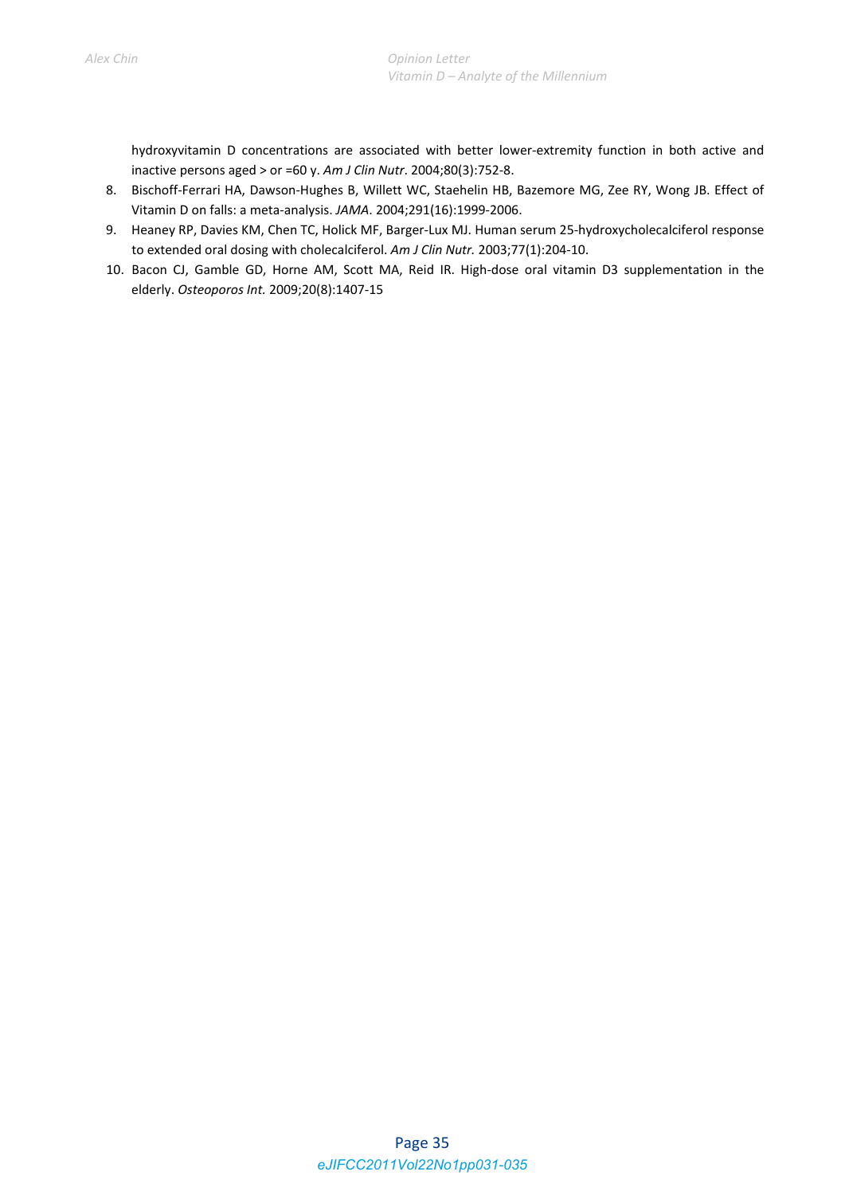hydroxyvitamin D concentrations are associated with better lower-extremity function in both active and inactive persons aged > or =60 y. *Am J Clin Nutr*. 2004;80(3):752-8.

8. Bischoff-Ferrari HA, Dawson-Hughes B, Willett WC, Staehelin HB, Bazemore MG, Zee RY, Wong JB. Effect of Vitamin D on falls: a meta-analysis. *JAMA*. 2004;291(16):1999-2006.
9. Heaney RP, Davies KM, Chen TC, Holick MF, Barger-Lux MJ. Human serum 25-hydroxycholecalciferol response to extended oral dosing with cholecalciferol. *Am J Clin Nutr.* 2003;77(1):204-10.
10. Bacon CJ, Gamble GD, Horne AM, Scott MA, Reid IR. High-dose oral vitamin D3 supplementation in the elderly. *Osteoporos Int.* 2009;20(8):1407-15